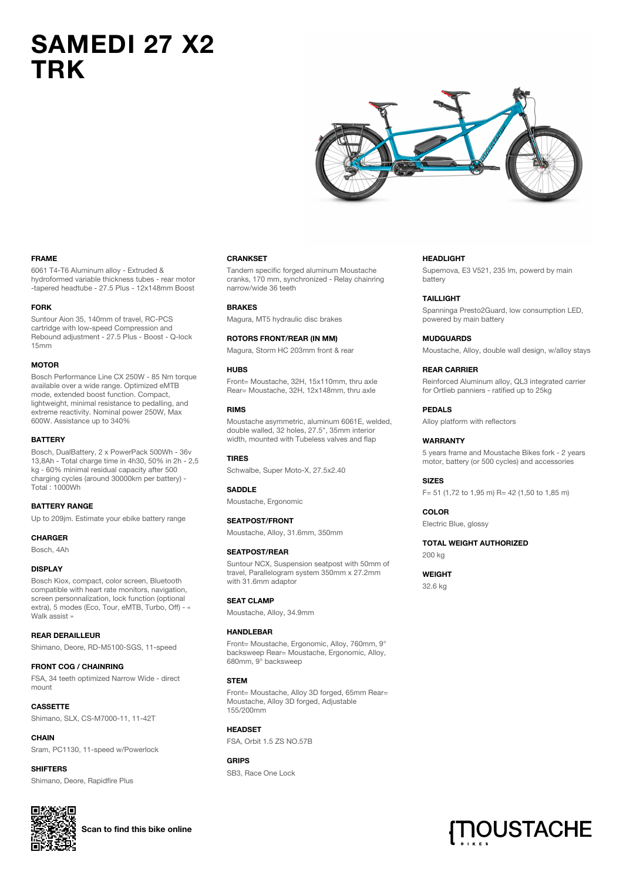# SAMEDI 27 X2 TRK

### FRAME

6061 T4-T6 Aluminum alloy - Extruded & hydroformed variable thickness tubes - rear motor -tapered headtube - 27.5 Plus - 12x148mm Boost

### FORK

Suntour Aion 35, 140mm of travel, RC-PCS cartridge with low-speed Compression and Rebound adjustment - 27.5 Plus - Boost - Q-lock 15mm

### MOTOR

Bosch Performance Line CX 250W - 85 Nm torque available over a wide range. Optimized eMTB mode, extended boost function. Compact, lightweight, minimal resistance to pedalling, and extreme reactivity. Nominal power 250W, Max 600W. Assistance up to 340%

### BATTERY

Bosch, DualBattery, 2 x PowerPack 500Wh - 36v 13,8Ah - Total charge time in 4h30, 50% in 2h - 2,5 kg - 60% minimal residual capacity after 500 charging cycles (around 30000km per battery) - Total : 1000Wh

### BATTERY RANGE

Up to 209jm. Estimate your ebike battery range

### CHARGER

Bosch, 4Ah

### DISPLAY

Bosch Kiox, compact, color screen, Bluetooth compatible with heart rate monitors, navigation, screen personnalization, lock function (optional extra), 5 modes (Eco, Tour, eMTB, Turbo, Off) - « Walk assist »

### REAR DERAILLEUR

Shimano, Deore, RD-M5100-SGS, 11-speed

### FRONT COG / CHAINRING

FSA, 34 teeth optimized Narrow Wide - direct mount

### CASSETTE

Shimano, SLX, CS-M7000-11, 11-42T

### CHAIN

Sram, PC1130, 11-speed w/Powerlock

### SHIFTERS

Shimano, Deore, Rapidfire Plus

### CRANKSET

Tandem specific forged aluminum Moustache cranks, 170 mm, synchronized - Relay chainring narrow/wide 36 teeth

### BRAKES

Magura, MT5 hydraulic disc brakes

### ROTORS FRONT/REAR (IN MM)

Magura, Storm HC 203mm front & rear

### HUBS

Front= Moustache, 32H, 15x110mm, thru axle
Rear= Moustache, 32H, 12x148mm, thru axle

### RIMS

Moustache asymmetric, aluminum 6061E, welded, double walled, 32 holes, 27.5", 35mm interior width, mounted with Tubeless valves and flap

### TIRES

Schwalbe, Super Moto-X, 27.5x2.40

### SADDLE

Moustache, Ergonomic

### SEATPOST/FRONT

Moustache, Alloy, 31.6mm, 350mm

### SEATPOST/REAR

Suntour NCX, Suspension seatpost with 50mm of travel, Parallelogram system 350mm x 27.2mm with 31.6mm adaptor

### SEAT CLAMP

Moustache, Alloy, 34.9mm

### HANDLEBAR

Front= Moustache, Ergonomic, Alloy, 760mm, 9° backsweep Rear= Moustache, Ergonomic, Alloy, 680mm, 9° backsweep

### STEM

Front= Moustache, Alloy 3D forged, 65mm Rear= Moustache, Alloy 3D forged, Adjustable 155/200mm

### HEADSET

FSA, Orbit 1.5 ZS NO.57B

### GRIPS

SB3, Race One Lock

### HEADLIGHT

Supernova, E3 V521, 235 lm, powerd by main battery

### TAILLIGHT

Spanninga Presto2Guard, low consumption LED, powered by main battery

### MUDGUARDS

Moustache, Alloy, double wall design, w/alloy stays

### REAR CARRIER

Reinforced Aluminum alloy, QL3 integrated carrier for Ortlieb panniers - ratified up to 25kg

### PEDALS

Alloy platform with reflectors

### WARRANTY

5 years frame and Moustache Bikes fork - 2 years motor, battery (or 500 cycles) and accessories

### SIZES

F= 51 (1,72 to 1,95 m) R= 42 (1,50 to 1,85 m)

### COLOR

Electric Blue, glossy

### TOTAL WEIGHT AUTHORIZED

200 kg

### WEIGHT

32.6 kg

**Scan to find this bike online**

MOUSTACHE BIKES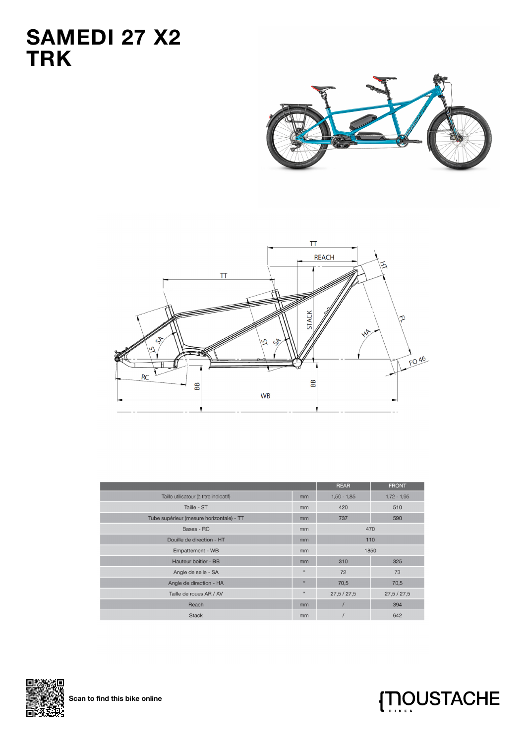# SAMEDI 27 X2 TRK

TT

REACH

HT

TT

STACK

FL

HA

SA

ST

ST

SA

FO 46

RC

BB

BB

WB

| | | REAR | FRONT |
|---|---|---|---|
| Taille utilisateur (à titre indicatif) | mm | 1,50 - 1,85 | 1,72 - 1,95 |
| Taille - ST | mm | 420 | 510 |
| Tube supérieur (mesure horizontale) - TT | mm | 737 | 590 |
| Bases - RC | mm | 470 | |
| Douille de direction - HT | mm | 110 | |
| Empattement - WB | mm | 1850 | |
| Hauteur boitier - BB | mm | 310 | 325 |
| Angle de selle - SA | ° | 72 | 73 |
| Angle de direction - HA | ° | 70,5 | 70,5 |
| Taille de roues AR / AV | " | 27,5 / 27,5 | 27,5 / 27,5 |
| Reach | mm | / | 394 |
| Stack | mm | / | 642 |

Scan to find this bike online

MOUSTACHE BIKES